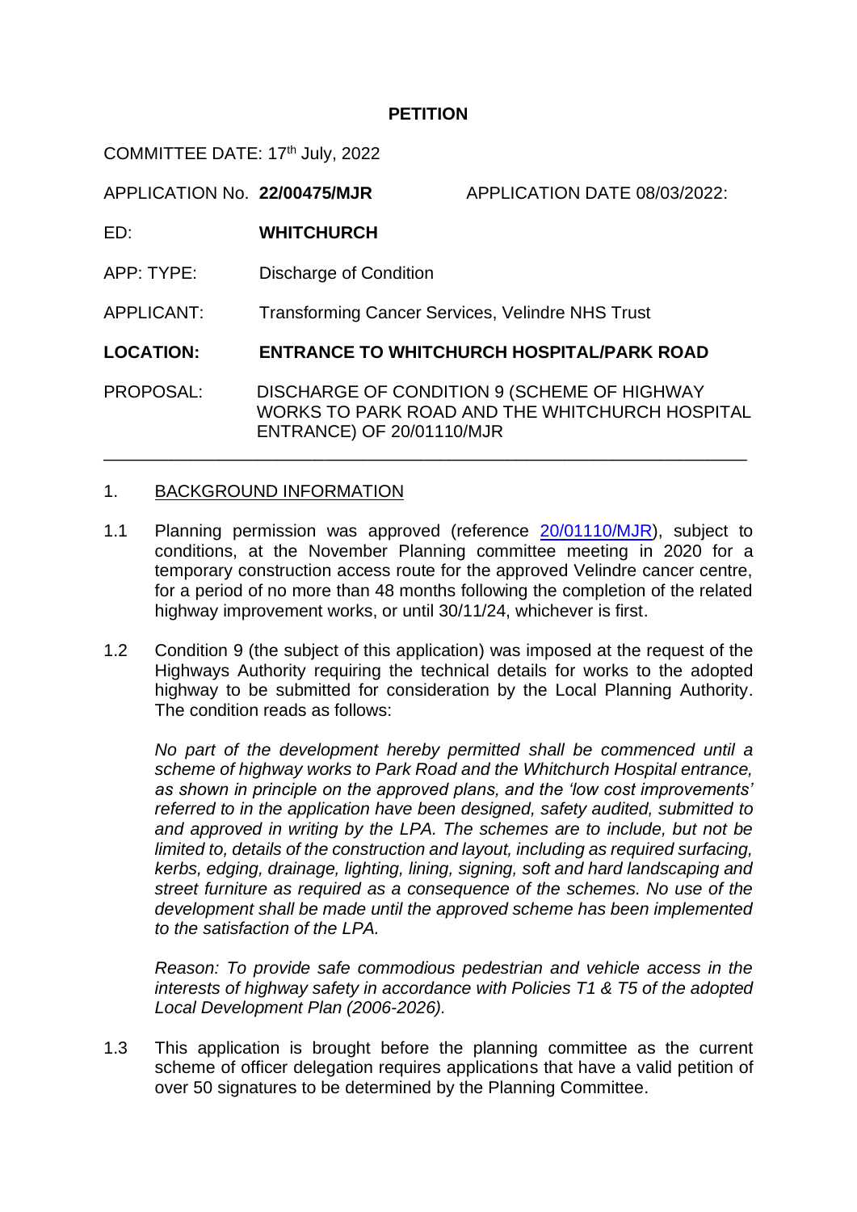# PETITION

COMMITTEE DATE: 17th July, 2022

APPLICATION No. **22/00475/MJR** APPLICATION DATE 08/03/2022:

ED: **WHITCHURCH**

APP: TYPE: Discharge of Condition

APPLICANT: Transforming Cancer Services, Velindre NHS Trust

**LOCATION: ENTRANCE TO WHITCHURCH HOSPITAL/PARK ROAD**

PROPOSAL: DISCHARGE OF CONDITION 9 (SCHEME OF HIGHWAY WORKS TO PARK ROAD AND THE WHITCHURCH HOSPITAL ENTRANCE) OF 20/01110/MJR

---

## 1. BACKGROUND INFORMATION

1.1 Planning permission was approved (reference 20/01110/MJR), subject to conditions, at the November Planning committee meeting in 2020 for a temporary construction access route for the approved Velindre cancer centre, for a period of no more than 48 months following the completion of the related highway improvement works, or until 30/11/24, whichever is first.

1.2 Condition 9 (the subject of this application) was imposed at the request of the Highways Authority requiring the technical details for works to the adopted highway to be submitted for consideration by the Local Planning Authority. The condition reads as follows:

*No part of the development hereby permitted shall be commenced until a scheme of highway works to Park Road and the Whitchurch Hospital entrance, as shown in principle on the approved plans, and the 'low cost improvements' referred to in the application have been designed, safety audited, submitted to and approved in writing by the LPA. The schemes are to include, but not be limited to, details of the construction and layout, including as required surfacing, kerbs, edging, drainage, lighting, lining, signing, soft and hard landscaping and street furniture as required as a consequence of the schemes. No use of the development shall be made until the approved scheme has been implemented to the satisfaction of the LPA.*

*Reason: To provide safe commodious pedestrian and vehicle access in the interests of highway safety in accordance with Policies T1 & T5 of the adopted Local Development Plan (2006-2026).*

1.3 This application is brought before the planning committee as the current scheme of officer delegation requires applications that have a valid petition of over 50 signatures to be determined by the Planning Committee.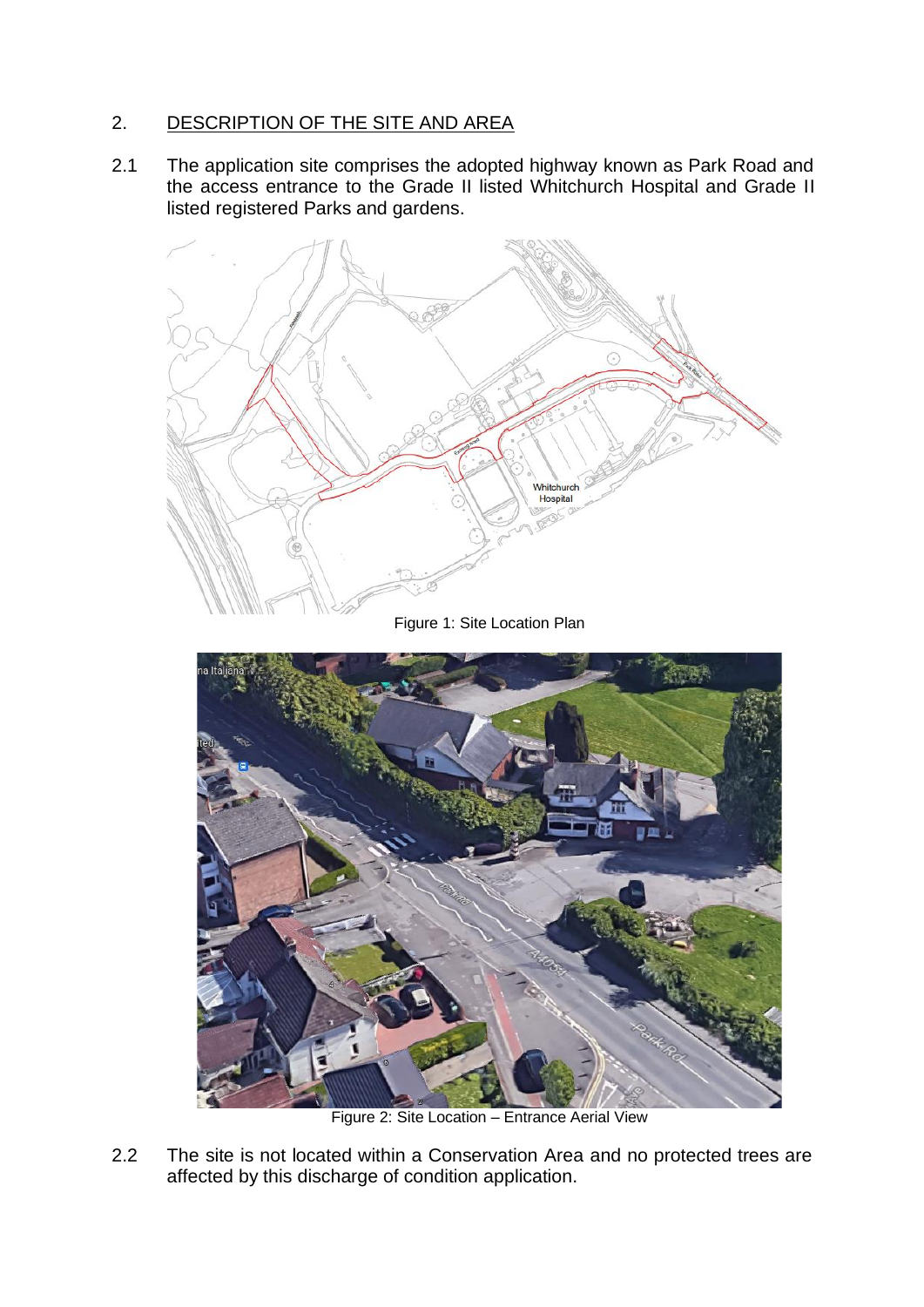## 2. DESCRIPTION OF THE SITE AND AREA

2.1 The application site comprises the adopted highway known as Park Road and the access entrance to the Grade II listed Whitchurch Hospital and Grade II listed registered Parks and gardens.

Figure 1: Site Location Plan

Figure 2: Site Location – Entrance Aerial View

2.2 The site is not located within a Conservation Area and no protected trees are affected by this discharge of condition application.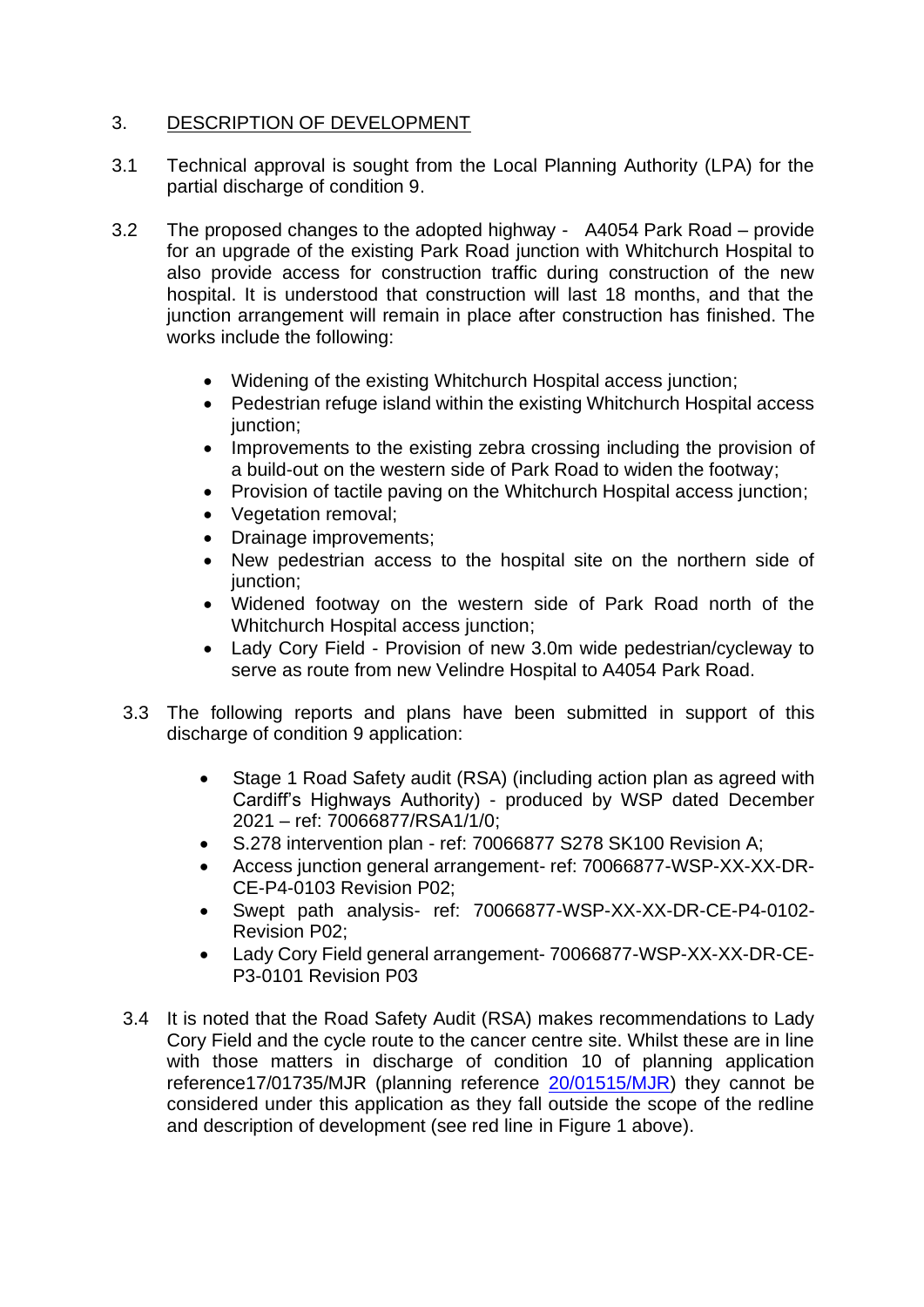## 3. <u>DESCRIPTION OF DEVELOPMENT</u>

3.1 Technical approval is sought from the Local Planning Authority (LPA) for the partial discharge of condition 9.

3.2 The proposed changes to the adopted highway - A4054 Park Road – provide for an upgrade of the existing Park Road junction with Whitchurch Hospital to also provide access for construction traffic during construction of the new hospital. It is understood that construction will last 18 months, and that the junction arrangement will remain in place after construction has finished. The works include the following:

- Widening of the existing Whitchurch Hospital access junction;
- Pedestrian refuge island within the existing Whitchurch Hospital access junction;
- Improvements to the existing zebra crossing including the provision of a build-out on the western side of Park Road to widen the footway;
- Provision of tactile paving on the Whitchurch Hospital access junction;
- Vegetation removal;
- Drainage improvements;
- New pedestrian access to the hospital site on the northern side of junction;
- Widened footway on the western side of Park Road north of the Whitchurch Hospital access junction;
- Lady Cory Field - Provision of new 3.0m wide pedestrian/cycleway to serve as route from new Velindre Hospital to A4054 Park Road.

3.3 The following reports and plans have been submitted in support of this discharge of condition 9 application:

- Stage 1 Road Safety audit (RSA) (including action plan as agreed with Cardiff's Highways Authority) - produced by WSP dated December 2021 – ref: 70066877/RSA1/1/0;
- S.278 intervention plan - ref: 70066877 S278 SK100 Revision A;
- Access junction general arrangement- ref: 70066877-WSP-XX-XX-DR-CE-P4-0103 Revision P02;
- Swept path analysis- ref: 70066877-WSP-XX-XX-DR-CE-P4-0102-Revision P02;
- Lady Cory Field general arrangement- 70066877-WSP-XX-XX-DR-CE-P3-0101 Revision P03

3.4 It is noted that the Road Safety Audit (RSA) makes recommendations to Lady Cory Field and the cycle route to the cancer centre site. Whilst these are in line with those matters in discharge of condition 10 of planning application reference17/01735/MJR (planning reference 20/01515/MJR) they cannot be considered under this application as they fall outside the scope of the redline and description of development (see red line in Figure 1 above).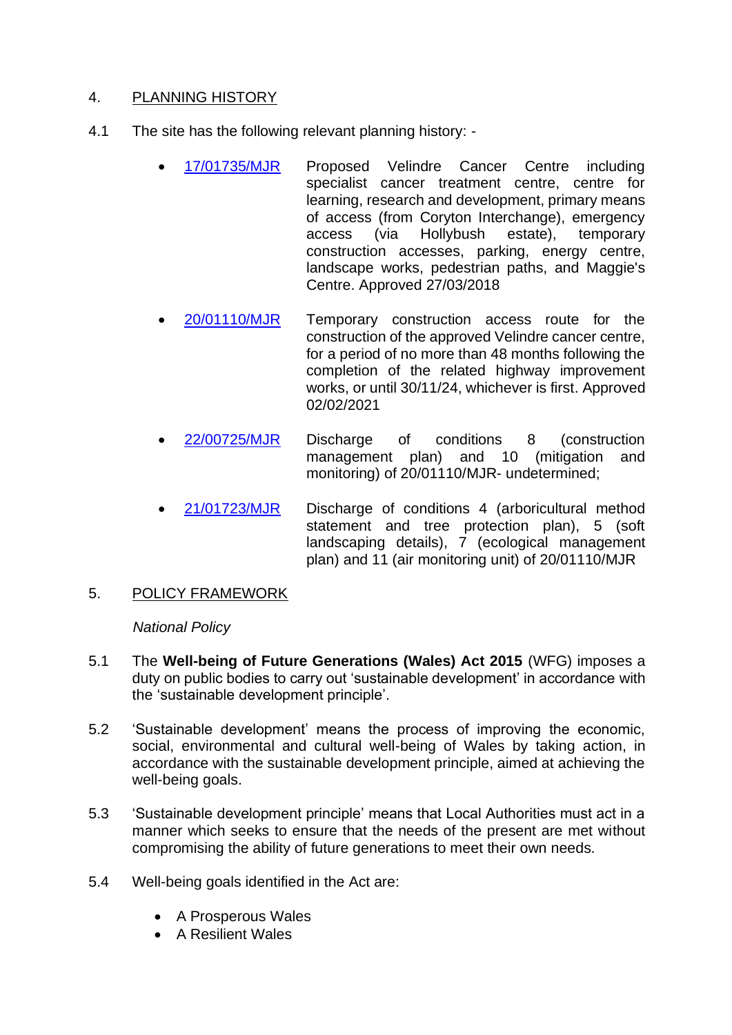## 4. PLANNING HISTORY

4.1 The site has the following relevant planning history: -

- 17/01735/MJR Proposed Velindre Cancer Centre including specialist cancer treatment centre, centre for learning, research and development, primary means of access (from Coryton Interchange), emergency access (via Hollybush estate), temporary construction accesses, parking, energy centre, landscape works, pedestrian paths, and Maggie's Centre. Approved 27/03/2018

- 20/01110/MJR Temporary construction access route for the construction of the approved Velindre cancer centre, for a period of no more than 48 months following the completion of the related highway improvement works, or until 30/11/24, whichever is first. Approved 02/02/2021

- 22/00725/MJR Discharge of conditions 8 (construction management plan) and 10 (mitigation and monitoring) of 20/01110/MJR- undetermined;

- 21/01723/MJR Discharge of conditions 4 (arboricultural method statement and tree protection plan), 5 (soft landscaping details), 7 (ecological management plan) and 11 (air monitoring unit) of 20/01110/MJR

## 5. POLICY FRAMEWORK

*National Policy*

5.1 The **Well-being of Future Generations (Wales) Act 2015** (WFG) imposes a duty on public bodies to carry out 'sustainable development' in accordance with the 'sustainable development principle'.

5.2 'Sustainable development' means the process of improving the economic, social, environmental and cultural well-being of Wales by taking action, in accordance with the sustainable development principle, aimed at achieving the well-being goals.

5.3 'Sustainable development principle' means that Local Authorities must act in a manner which seeks to ensure that the needs of the present are met without compromising the ability of future generations to meet their own needs.

5.4 Well-being goals identified in the Act are:

- A Prosperous Wales
- A Resilient Wales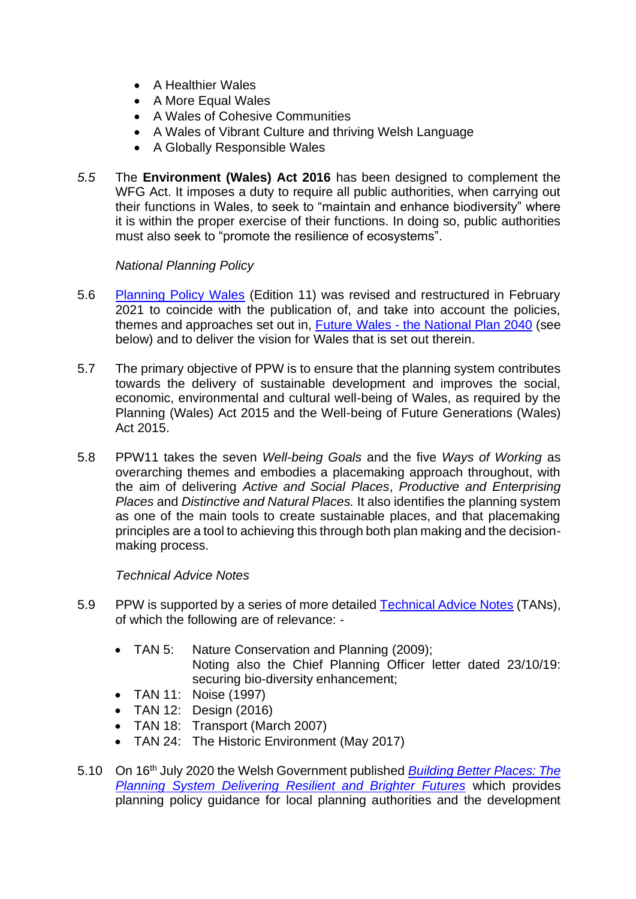- A Healthier Wales
- A More Equal Wales
- A Wales of Cohesive Communities
- A Wales of Vibrant Culture and thriving Welsh Language
- A Globally Responsible Wales

*5.5* The **Environment (Wales) Act 2016** has been designed to complement the WFG Act. It imposes a duty to require all public authorities, when carrying out their functions in Wales, to seek to "maintain and enhance biodiversity" where it is within the proper exercise of their functions. In doing so, public authorities must also seek to "promote the resilience of ecosystems".

*National Planning Policy*

5.6 Planning Policy Wales (Edition 11) was revised and restructured in February 2021 to coincide with the publication of, and take into account the policies, themes and approaches set out in, Future Wales - the National Plan 2040 (see below) and to deliver the vision for Wales that is set out therein.

5.7 The primary objective of PPW is to ensure that the planning system contributes towards the delivery of sustainable development and improves the social, economic, environmental and cultural well-being of Wales, as required by the Planning (Wales) Act 2015 and the Well-being of Future Generations (Wales) Act 2015.

5.8 PPW11 takes the seven *Well-being Goals* and the five *Ways of Working* as overarching themes and embodies a placemaking approach throughout, with the aim of delivering *Active and Social Places*, *Productive and Enterprising Places* and *Distinctive and Natural Places.* It also identifies the planning system as one of the main tools to create sustainable places, and that placemaking principles are a tool to achieving this through both plan making and the decision-making process.

*Technical Advice Notes*

5.9 PPW is supported by a series of more detailed Technical Advice Notes (TANs), of which the following are of relevance: -

- TAN 5: Nature Conservation and Planning (2009);
  Noting also the Chief Planning Officer letter dated 23/10/19: securing bio-diversity enhancement;
- TAN 11: Noise (1997)
- TAN 12: Design (2016)
- TAN 18: Transport (March 2007)
- TAN 24: The Historic Environment (May 2017)

5.10 On 16th July 2020 the Welsh Government published ***Building Better Places: The Planning System Delivering Resilient and Brighter Futures*** which provides planning policy guidance for local planning authorities and the development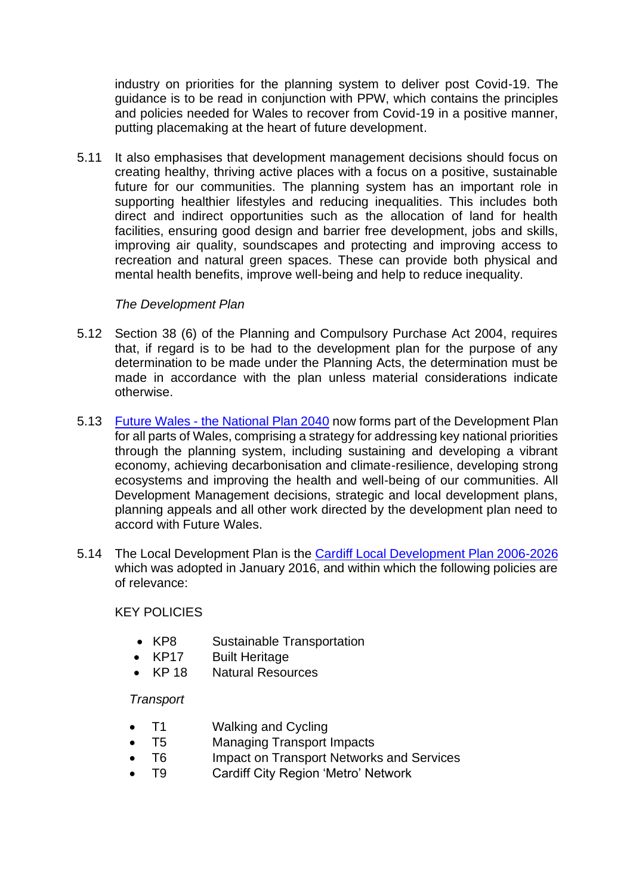industry on priorities for the planning system to deliver post Covid-19. The guidance is to be read in conjunction with PPW, which contains the principles and policies needed for Wales to recover from Covid-19 in a positive manner, putting placemaking at the heart of future development.

5.11 It also emphasises that development management decisions should focus on creating healthy, thriving active places with a focus on a positive, sustainable future for our communities. The planning system has an important role in supporting healthier lifestyles and reducing inequalities. This includes both direct and indirect opportunities such as the allocation of land for health facilities, ensuring good design and barrier free development, jobs and skills, improving air quality, soundscapes and protecting and improving access to recreation and natural green spaces. These can provide both physical and mental health benefits, improve well-being and help to reduce inequality.

*The Development Plan*

5.12 Section 38 (6) of the Planning and Compulsory Purchase Act 2004, requires that, if regard is to be had to the development plan for the purpose of any determination to be made under the Planning Acts, the determination must be made in accordance with the plan unless material considerations indicate otherwise.

5.13 Future Wales - the National Plan 2040 now forms part of the Development Plan for all parts of Wales, comprising a strategy for addressing key national priorities through the planning system, including sustaining and developing a vibrant economy, achieving decarbonisation and climate-resilience, developing strong ecosystems and improving the health and well-being of our communities. All Development Management decisions, strategic and local development plans, planning appeals and all other work directed by the development plan need to accord with Future Wales.

5.14 The Local Development Plan is the Cardiff Local Development Plan 2006-2026 which was adopted in January 2016, and within which the following policies are of relevance:

KEY POLICIES

- KP8 Sustainable Transportation
- KP17 Built Heritage
- KP 18 Natural Resources

*Transport*

- T1 Walking and Cycling
- T5 Managing Transport Impacts
- T6 Impact on Transport Networks and Services
- T9 Cardiff City Region 'Metro' Network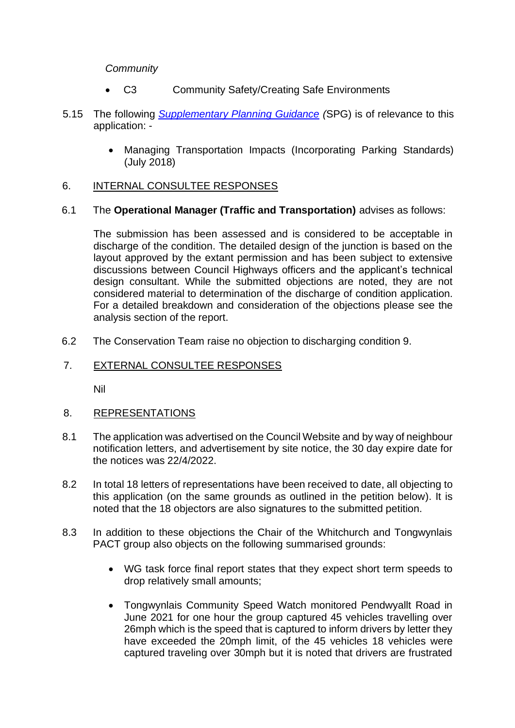*Community*

- C3 Community Safety/Creating Safe Environments

5.15 The following [*Supplementary Planning Guidance*]() *(*SPG) is of relevance to this application: -

- Managing Transportation Impacts (Incorporating Parking Standards) (July 2018)

## 6. INTERNAL CONSULTEE RESPONSES

6.1 The **Operational Manager (Traffic and Transportation)** advises as follows:

The submission has been assessed and is considered to be acceptable in discharge of the condition. The detailed design of the junction is based on the layout approved by the extant permission and has been subject to extensive discussions between Council Highways officers and the applicant's technical design consultant. While the submitted objections are noted, they are not considered material to determination of the discharge of condition application. For a detailed breakdown and consideration of the objections please see the analysis section of the report.

6.2 The Conservation Team raise no objection to discharging condition 9.

## 7. EXTERNAL CONSULTEE RESPONSES

Nil

## 8. REPRESENTATIONS

8.1 The application was advertised on the Council Website and by way of neighbour notification letters, and advertisement by site notice, the 30 day expire date for the notices was 22/4/2022.

8.2 In total 18 letters of representations have been received to date, all objecting to this application (on the same grounds as outlined in the petition below). It is noted that the 18 objectors are also signatures to the submitted petition.

8.3 In addition to these objections the Chair of the Whitchurch and Tongwynlais PACT group also objects on the following summarised grounds:

- WG task force final report states that they expect short term speeds to drop relatively small amounts;
- Tongwynlais Community Speed Watch monitored Pendwyallt Road in June 2021 for one hour the group captured 45 vehicles travelling over 26mph which is the speed that is captured to inform drivers by letter they have exceeded the 20mph limit, of the 45 vehicles 18 vehicles were captured traveling over 30mph but it is noted that drivers are frustrated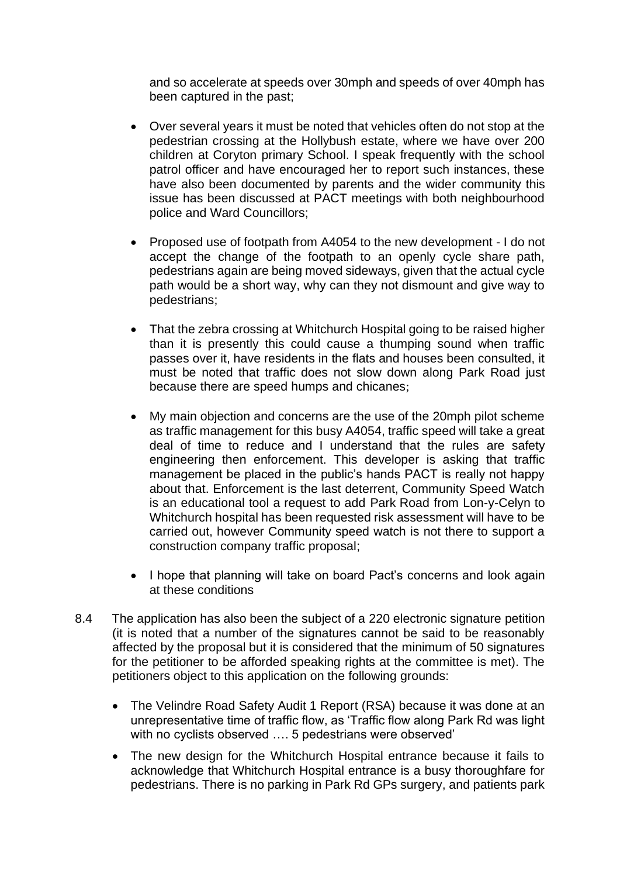and so accelerate at speeds over 30mph and speeds of over 40mph has been captured in the past;

- Over several years it must be noted that vehicles often do not stop at the pedestrian crossing at the Hollybush estate, where we have over 200 children at Coryton primary School. I speak frequently with the school patrol officer and have encouraged her to report such instances, these have also been documented by parents and the wider community this issue has been discussed at PACT meetings with both neighbourhood police and Ward Councillors;

- Proposed use of footpath from A4054 to the new development - I do not accept the change of the footpath to an openly cycle share path, pedestrians again are being moved sideways, given that the actual cycle path would be a short way, why can they not dismount and give way to pedestrians;

- That the zebra crossing at Whitchurch Hospital going to be raised higher than it is presently this could cause a thumping sound when traffic passes over it, have residents in the flats and houses been consulted, it must be noted that traffic does not slow down along Park Road just because there are speed humps and chicanes;

- My main objection and concerns are the use of the 20mph pilot scheme as traffic management for this busy A4054, traffic speed will take a great deal of time to reduce and I understand that the rules are safety engineering then enforcement. This developer is asking that traffic management be placed in the public's hands PACT is really not happy about that. Enforcement is the last deterrent, Community Speed Watch is an educational tool a request to add Park Road from Lon-y-Celyn to Whitchurch hospital has been requested risk assessment will have to be carried out, however Community speed watch is not there to support a construction company traffic proposal;

- I hope that planning will take on board Pact's concerns and look again at these conditions

8.4 The application has also been the subject of a 220 electronic signature petition (it is noted that a number of the signatures cannot be said to be reasonably affected by the proposal but it is considered that the minimum of 50 signatures for the petitioner to be afforded speaking rights at the committee is met). The petitioners object to this application on the following grounds:

- The Velindre Road Safety Audit 1 Report (RSA) because it was done at an unrepresentative time of traffic flow, as 'Traffic flow along Park Rd was light with no cyclists observed …. 5 pedestrians were observed'

- The new design for the Whitchurch Hospital entrance because it fails to acknowledge that Whitchurch Hospital entrance is a busy thoroughfare for pedestrians. There is no parking in Park Rd GPs surgery, and patients park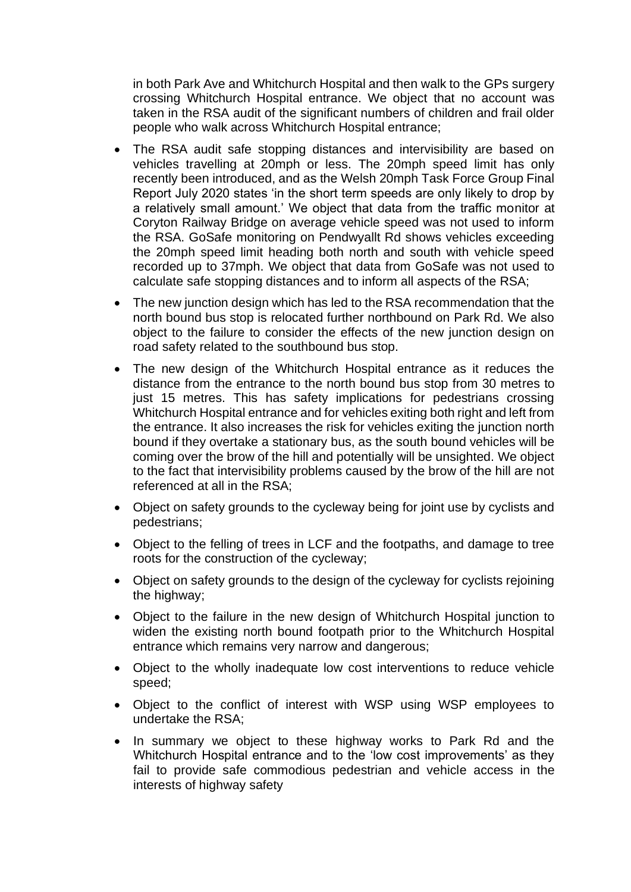in both Park Ave and Whitchurch Hospital and then walk to the GPs surgery crossing Whitchurch Hospital entrance. We object that no account was taken in the RSA audit of the significant numbers of children and frail older people who walk across Whitchurch Hospital entrance;

- The RSA audit safe stopping distances and intervisibility are based on vehicles travelling at 20mph or less. The 20mph speed limit has only recently been introduced, and as the Welsh 20mph Task Force Group Final Report July 2020 states 'in the short term speeds are only likely to drop by a relatively small amount.' We object that data from the traffic monitor at Coryton Railway Bridge on average vehicle speed was not used to inform the RSA. GoSafe monitoring on Pendwyallt Rd shows vehicles exceeding the 20mph speed limit heading both north and south with vehicle speed recorded up to 37mph. We object that data from GoSafe was not used to calculate safe stopping distances and to inform all aspects of the RSA;
- The new junction design which has led to the RSA recommendation that the north bound bus stop is relocated further northbound on Park Rd. We also object to the failure to consider the effects of the new junction design on road safety related to the southbound bus stop.
- The new design of the Whitchurch Hospital entrance as it reduces the distance from the entrance to the north bound bus stop from 30 metres to just 15 metres. This has safety implications for pedestrians crossing Whitchurch Hospital entrance and for vehicles exiting both right and left from the entrance. It also increases the risk for vehicles exiting the junction north bound if they overtake a stationary bus, as the south bound vehicles will be coming over the brow of the hill and potentially will be unsighted. We object to the fact that intervisibility problems caused by the brow of the hill are not referenced at all in the RSA;
- Object on safety grounds to the cycleway being for joint use by cyclists and pedestrians;
- Object to the felling of trees in LCF and the footpaths, and damage to tree roots for the construction of the cycleway;
- Object on safety grounds to the design of the cycleway for cyclists rejoining the highway;
- Object to the failure in the new design of Whitchurch Hospital junction to widen the existing north bound footpath prior to the Whitchurch Hospital entrance which remains very narrow and dangerous;
- Object to the wholly inadequate low cost interventions to reduce vehicle speed;
- Object to the conflict of interest with WSP using WSP employees to undertake the RSA;
- In summary we object to these highway works to Park Rd and the Whitchurch Hospital entrance and to the 'low cost improvements' as they fail to provide safe commodious pedestrian and vehicle access in the interests of highway safety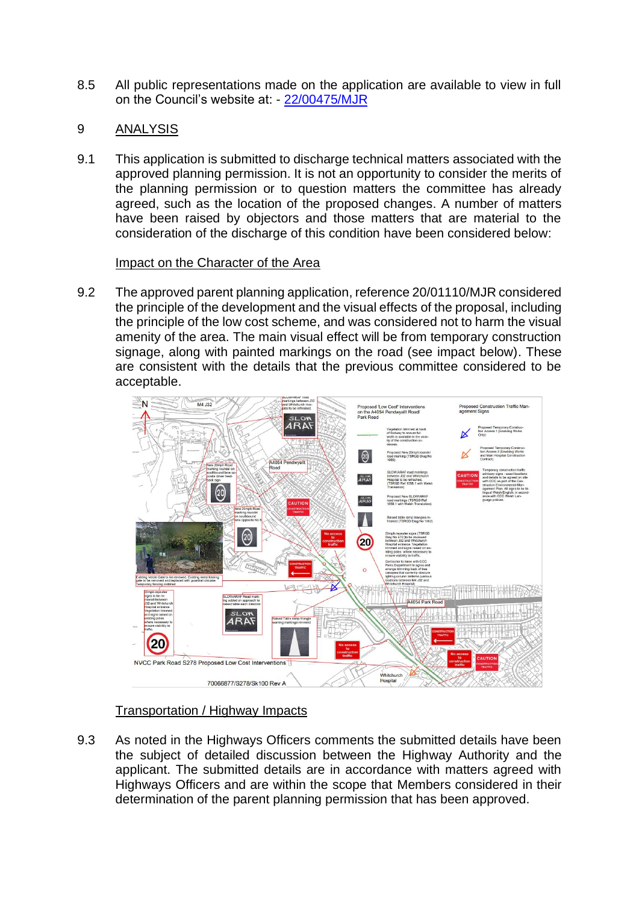8.5 All public representations made on the application are available to view in full on the Council's website at: - [22/00475/MJR](22/00475/MJR)

## 9 ANALYSIS

9.1 This application is submitted to discharge technical matters associated with the approved planning permission. It is not an opportunity to consider the merits of the planning permission or to question matters the committee has already agreed, such as the location of the proposed changes. A number of matters have been raised by objectors and those matters that are material to the consideration of the discharge of this condition have been considered below:

### Impact on the Character of the Area

9.2 The approved parent planning application, reference 20/01110/MJR considered the principle of the development and the visual effects of the proposal, including the principle of the low cost scheme, and was considered not to harm the visual amenity of the area. The main visual effect will be from temporary construction signage, along with painted markings on the road (see impact below). These are consistent with the details that the previous committee considered to be acceptable.

### Transportation / Highway Impacts

9.3 As noted in the Highways Officers comments the submitted details have been the subject of detailed discussion between the Highway Authority and the applicant. The submitted details are in accordance with matters agreed with Highways Officers and are within the scope that Members considered in their determination of the parent planning permission that has been approved.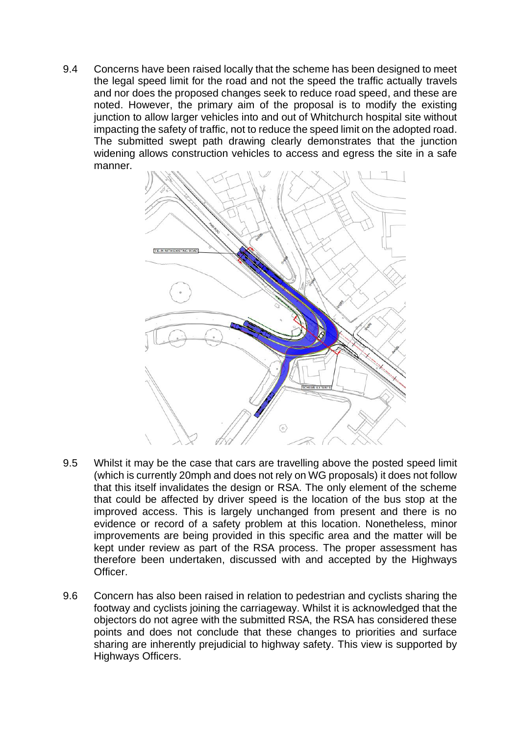9.4 Concerns have been raised locally that the scheme has been designed to meet the legal speed limit for the road and not the speed the traffic actually travels and nor does the proposed changes seek to reduce road speed, and these are noted. However, the primary aim of the proposal is to modify the existing junction to allow larger vehicles into and out of Whitchurch hospital site without impacting the safety of traffic, not to reduce the speed limit on the adopted road. The submitted swept path drawing clearly demonstrates that the junction widening allows construction vehicles to access and egress the site in a safe manner.

9.5 Whilst it may be the case that cars are travelling above the posted speed limit (which is currently 20mph and does not rely on WG proposals) it does not follow that this itself invalidates the design or RSA. The only element of the scheme that could be affected by driver speed is the location of the bus stop at the improved access. This is largely unchanged from present and there is no evidence or record of a safety problem at this location. Nonetheless, minor improvements are being provided in this specific area and the matter will be kept under review as part of the RSA process. The proper assessment has therefore been undertaken, discussed with and accepted by the Highways Officer.

9.6 Concern has also been raised in relation to pedestrian and cyclists sharing the footway and cyclists joining the carriageway. Whilst it is acknowledged that the objectors do not agree with the submitted RSA, the RSA has considered these points and does not conclude that these changes to priorities and surface sharing are inherently prejudicial to highway safety. This view is supported by Highways Officers.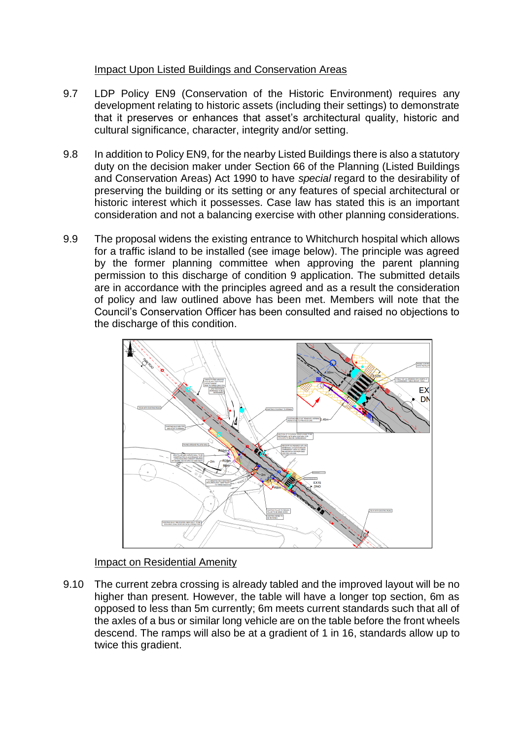Impact Upon Listed Buildings and Conservation Areas

9.7 LDP Policy EN9 (Conservation of the Historic Environment) requires any development relating to historic assets (including their settings) to demonstrate that it preserves or enhances that asset's architectural quality, historic and cultural significance, character, integrity and/or setting.

9.8 In addition to Policy EN9, for the nearby Listed Buildings there is also a statutory duty on the decision maker under Section 66 of the Planning (Listed Buildings and Conservation Areas) Act 1990 to have *special* regard to the desirability of preserving the building or its setting or any features of special architectural or historic interest which it possesses. Case law has stated this is an important consideration and not a balancing exercise with other planning considerations.

9.9 The proposal widens the existing entrance to Whitchurch hospital which allows for a traffic island to be installed (see image below). The principle was agreed by the former planning committee when approving the parent planning permission to this discharge of condition 9 application. The submitted details are in accordance with the principles agreed and as a result the consideration of policy and law outlined above has been met. Members will note that the Council's Conservation Officer has been consulted and raised no objections to the discharge of this condition.

Impact on Residential Amenity

9.10 The current zebra crossing is already tabled and the improved layout will be no higher than present. However, the table will have a longer top section, 6m as opposed to less than 5m currently; 6m meets current standards such that all of the axles of a bus or similar long vehicle are on the table before the front wheels descend. The ramps will also be at a gradient of 1 in 16, standards allow up to twice this gradient.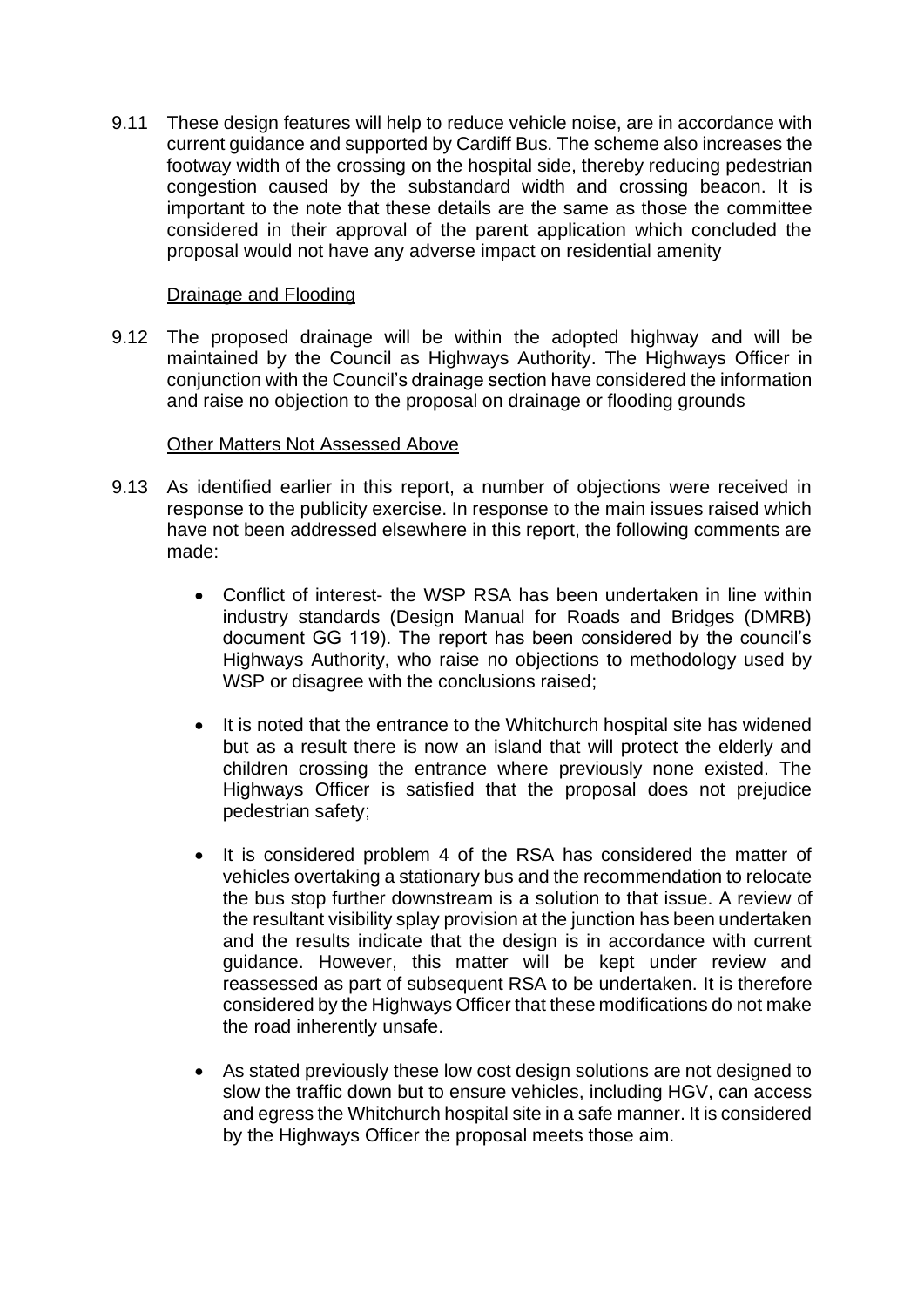9.11 These design features will help to reduce vehicle noise, are in accordance with current guidance and supported by Cardiff Bus. The scheme also increases the footway width of the crossing on the hospital side, thereby reducing pedestrian congestion caused by the substandard width and crossing beacon. It is important to the note that these details are the same as those the committee considered in their approval of the parent application which concluded the proposal would not have any adverse impact on residential amenity

Drainage and Flooding

9.12 The proposed drainage will be within the adopted highway and will be maintained by the Council as Highways Authority. The Highways Officer in conjunction with the Council's drainage section have considered the information and raise no objection to the proposal on drainage or flooding grounds

Other Matters Not Assessed Above

9.13 As identified earlier in this report, a number of objections were received in response to the publicity exercise. In response to the main issues raised which have not been addressed elsewhere in this report, the following comments are made:

- Conflict of interest- the WSP RSA has been undertaken in line within industry standards (Design Manual for Roads and Bridges (DMRB) document GG 119). The report has been considered by the council's Highways Authority, who raise no objections to methodology used by WSP or disagree with the conclusions raised;

- It is noted that the entrance to the Whitchurch hospital site has widened but as a result there is now an island that will protect the elderly and children crossing the entrance where previously none existed. The Highways Officer is satisfied that the proposal does not prejudice pedestrian safety;

- It is considered problem 4 of the RSA has considered the matter of vehicles overtaking a stationary bus and the recommendation to relocate the bus stop further downstream is a solution to that issue. A review of the resultant visibility splay provision at the junction has been undertaken and the results indicate that the design is in accordance with current guidance. However, this matter will be kept under review and reassessed as part of subsequent RSA to be undertaken. It is therefore considered by the Highways Officer that these modifications do not make the road inherently unsafe.

- As stated previously these low cost design solutions are not designed to slow the traffic down but to ensure vehicles, including HGV, can access and egress the Whitchurch hospital site in a safe manner. It is considered by the Highways Officer the proposal meets those aim.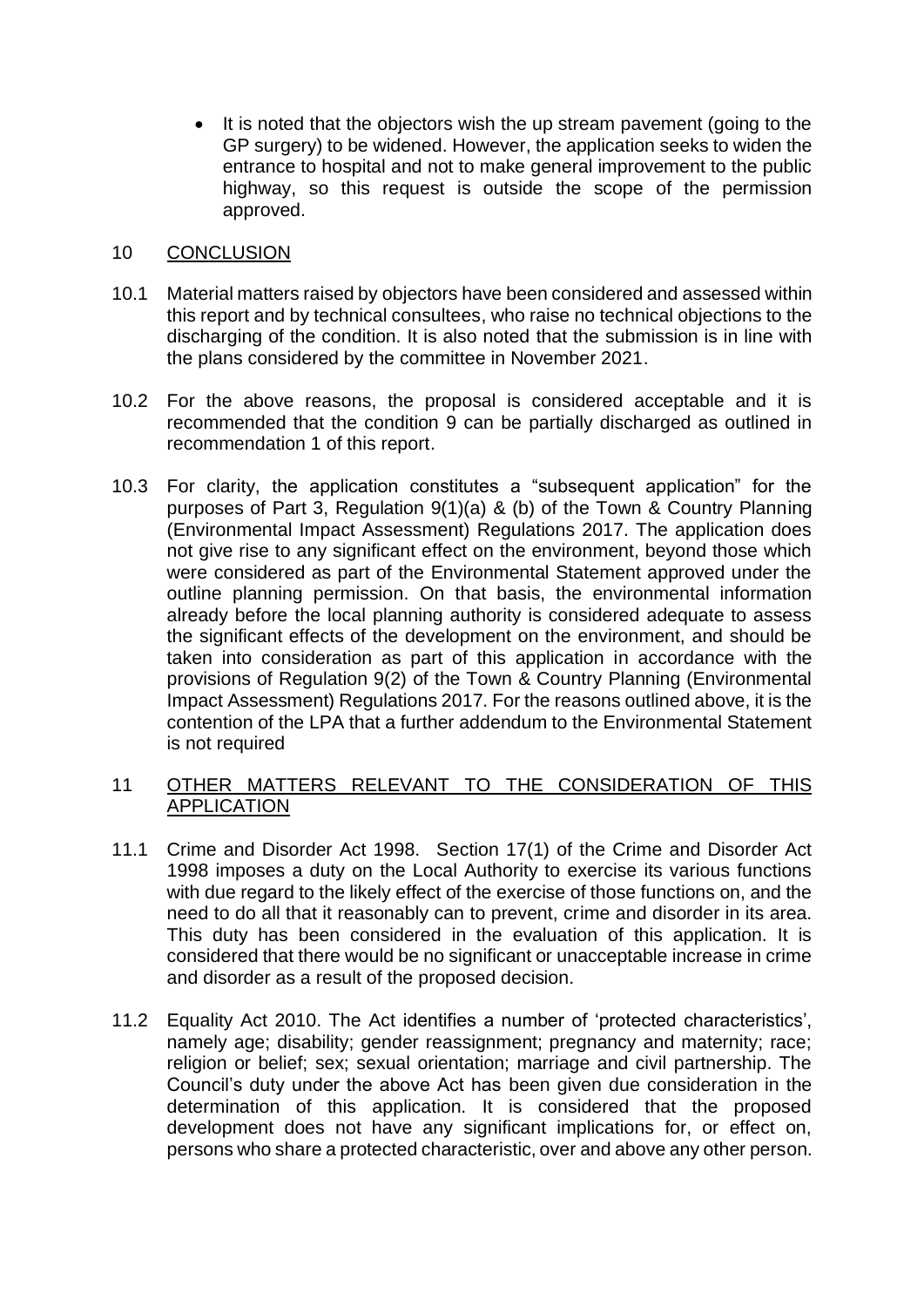- It is noted that the objectors wish the up stream pavement (going to the GP surgery) to be widened. However, the application seeks to widen the entrance to hospital and not to make general improvement to the public highway, so this request is outside the scope of the permission approved.

## 10 CONCLUSION

10.1 Material matters raised by objectors have been considered and assessed within this report and by technical consultees, who raise no technical objections to the discharging of the condition. It is also noted that the submission is in line with the plans considered by the committee in November 2021.

10.2 For the above reasons, the proposal is considered acceptable and it is recommended that the condition 9 can be partially discharged as outlined in recommendation 1 of this report.

10.3 For clarity, the application constitutes a "subsequent application" for the purposes of Part 3, Regulation 9(1)(a) & (b) of the Town & Country Planning (Environmental Impact Assessment) Regulations 2017. The application does not give rise to any significant effect on the environment, beyond those which were considered as part of the Environmental Statement approved under the outline planning permission. On that basis, the environmental information already before the local planning authority is considered adequate to assess the significant effects of the development on the environment, and should be taken into consideration as part of this application in accordance with the provisions of Regulation 9(2) of the Town & Country Planning (Environmental Impact Assessment) Regulations 2017. For the reasons outlined above, it is the contention of the LPA that a further addendum to the Environmental Statement is not required

## 11 OTHER MATTERS RELEVANT TO THE CONSIDERATION OF THIS APPLICATION

11.1 Crime and Disorder Act 1998. Section 17(1) of the Crime and Disorder Act 1998 imposes a duty on the Local Authority to exercise its various functions with due regard to the likely effect of the exercise of those functions on, and the need to do all that it reasonably can to prevent, crime and disorder in its area. This duty has been considered in the evaluation of this application. It is considered that there would be no significant or unacceptable increase in crime and disorder as a result of the proposed decision.

11.2 Equality Act 2010. The Act identifies a number of 'protected characteristics', namely age; disability; gender reassignment; pregnancy and maternity; race; religion or belief; sex; sexual orientation; marriage and civil partnership. The Council's duty under the above Act has been given due consideration in the determination of this application. It is considered that the proposed development does not have any significant implications for, or effect on, persons who share a protected characteristic, over and above any other person.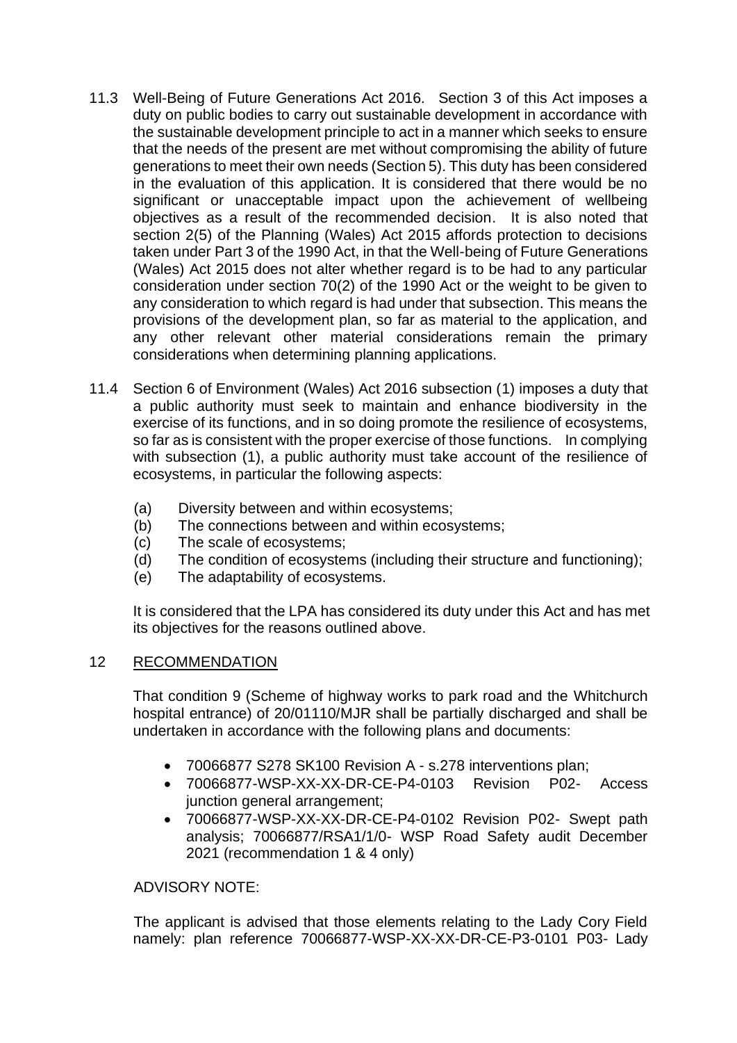11.3 Well-Being of Future Generations Act 2016. Section 3 of this Act imposes a duty on public bodies to carry out sustainable development in accordance with the sustainable development principle to act in a manner which seeks to ensure that the needs of the present are met without compromising the ability of future generations to meet their own needs (Section 5). This duty has been considered in the evaluation of this application. It is considered that there would be no significant or unacceptable impact upon the achievement of wellbeing objectives as a result of the recommended decision. It is also noted that section 2(5) of the Planning (Wales) Act 2015 affords protection to decisions taken under Part 3 of the 1990 Act, in that the Well-being of Future Generations (Wales) Act 2015 does not alter whether regard is to be had to any particular consideration under section 70(2) of the 1990 Act or the weight to be given to any consideration to which regard is had under that subsection. This means the provisions of the development plan, so far as material to the application, and any other relevant other material considerations remain the primary considerations when determining planning applications.

11.4 Section 6 of Environment (Wales) Act 2016 subsection (1) imposes a duty that a public authority must seek to maintain and enhance biodiversity in the exercise of its functions, and in so doing promote the resilience of ecosystems, so far as is consistent with the proper exercise of those functions. In complying with subsection (1), a public authority must take account of the resilience of ecosystems, in particular the following aspects:

(a) Diversity between and within ecosystems;
(b) The connections between and within ecosystems;
(c) The scale of ecosystems;
(d) The condition of ecosystems (including their structure and functioning);
(e) The adaptability of ecosystems.

It is considered that the LPA has considered its duty under this Act and has met its objectives for the reasons outlined above.

## 12 RECOMMENDATION

That condition 9 (Scheme of highway works to park road and the Whitchurch hospital entrance) of 20/01110/MJR shall be partially discharged and shall be undertaken in accordance with the following plans and documents:

- 70066877 S278 SK100 Revision A - s.278 interventions plan;
- 70066877-WSP-XX-XX-DR-CE-P4-0103 Revision P02- Access junction general arrangement;
- 70066877-WSP-XX-XX-DR-CE-P4-0102 Revision P02- Swept path analysis; 70066877/RSA1/1/0- WSP Road Safety audit December 2021 (recommendation 1 & 4 only)

ADVISORY NOTE:

The applicant is advised that those elements relating to the Lady Cory Field namely: plan reference 70066877-WSP-XX-XX-DR-CE-P3-0101 P03- Lady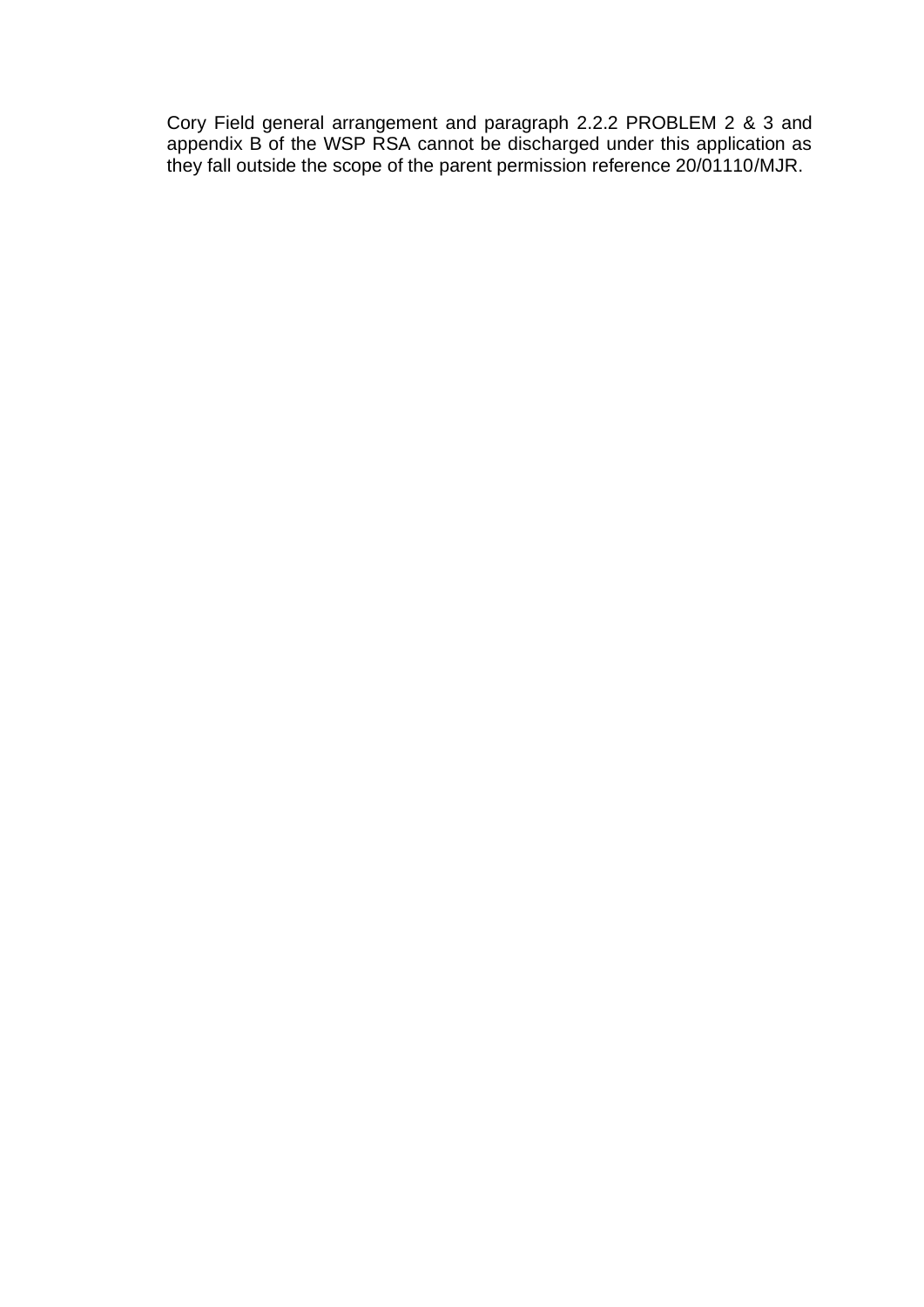Cory Field general arrangement and paragraph 2.2.2 PROBLEM 2 & 3 and appendix B of the WSP RSA cannot be discharged under this application as they fall outside the scope of the parent permission reference 20/01110/MJR.